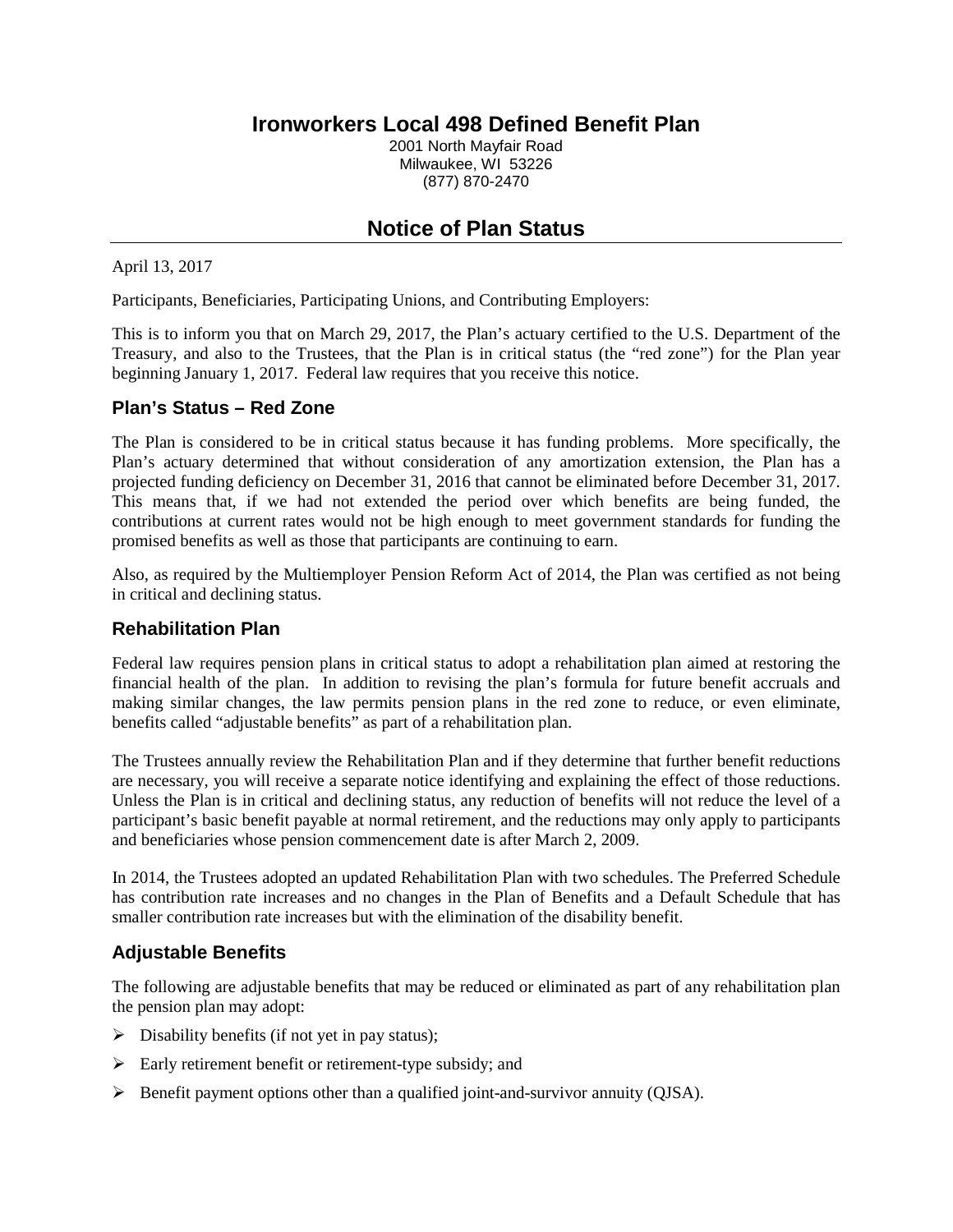# Ironworkers Local 498 Defined Benefit Plan

2001 North Mayfair Road
Milwaukee, WI 53226
(877) 870-2470

## Notice of Plan Status

April 13, 2017

Participants, Beneficiaries, Participating Unions, and Contributing Employers:

This is to inform you that on March 29, 2017, the Plan's actuary certified to the U.S. Department of the Treasury, and also to the Trustees, that the Plan is in critical status (the "red zone") for the Plan year beginning January 1, 2017. Federal law requires that you receive this notice.

### Plan's Status – Red Zone

The Plan is considered to be in critical status because it has funding problems. More specifically, the Plan's actuary determined that without consideration of any amortization extension, the Plan has a projected funding deficiency on December 31, 2016 that cannot be eliminated before December 31, 2017. This means that, if we had not extended the period over which benefits are being funded, the contributions at current rates would not be high enough to meet government standards for funding the promised benefits as well as those that participants are continuing to earn.

Also, as required by the Multiemployer Pension Reform Act of 2014, the Plan was certified as not being in critical and declining status.

### Rehabilitation Plan

Federal law requires pension plans in critical status to adopt a rehabilitation plan aimed at restoring the financial health of the plan. In addition to revising the plan's formula for future benefit accruals and making similar changes, the law permits pension plans in the red zone to reduce, or even eliminate, benefits called "adjustable benefits" as part of a rehabilitation plan.

The Trustees annually review the Rehabilitation Plan and if they determine that further benefit reductions are necessary, you will receive a separate notice identifying and explaining the effect of those reductions. Unless the Plan is in critical and declining status, any reduction of benefits will not reduce the level of a participant's basic benefit payable at normal retirement, and the reductions may only apply to participants and beneficiaries whose pension commencement date is after March 2, 2009.

In 2014, the Trustees adopted an updated Rehabilitation Plan with two schedules. The Preferred Schedule has contribution rate increases and no changes in the Plan of Benefits and a Default Schedule that has smaller contribution rate increases but with the elimination of the disability benefit.

### Adjustable Benefits

The following are adjustable benefits that may be reduced or eliminated as part of any rehabilitation plan the pension plan may adopt:

- Disability benefits (if not yet in pay status);
- Early retirement benefit or retirement-type subsidy; and
- Benefit payment options other than a qualified joint-and-survivor annuity (QJSA).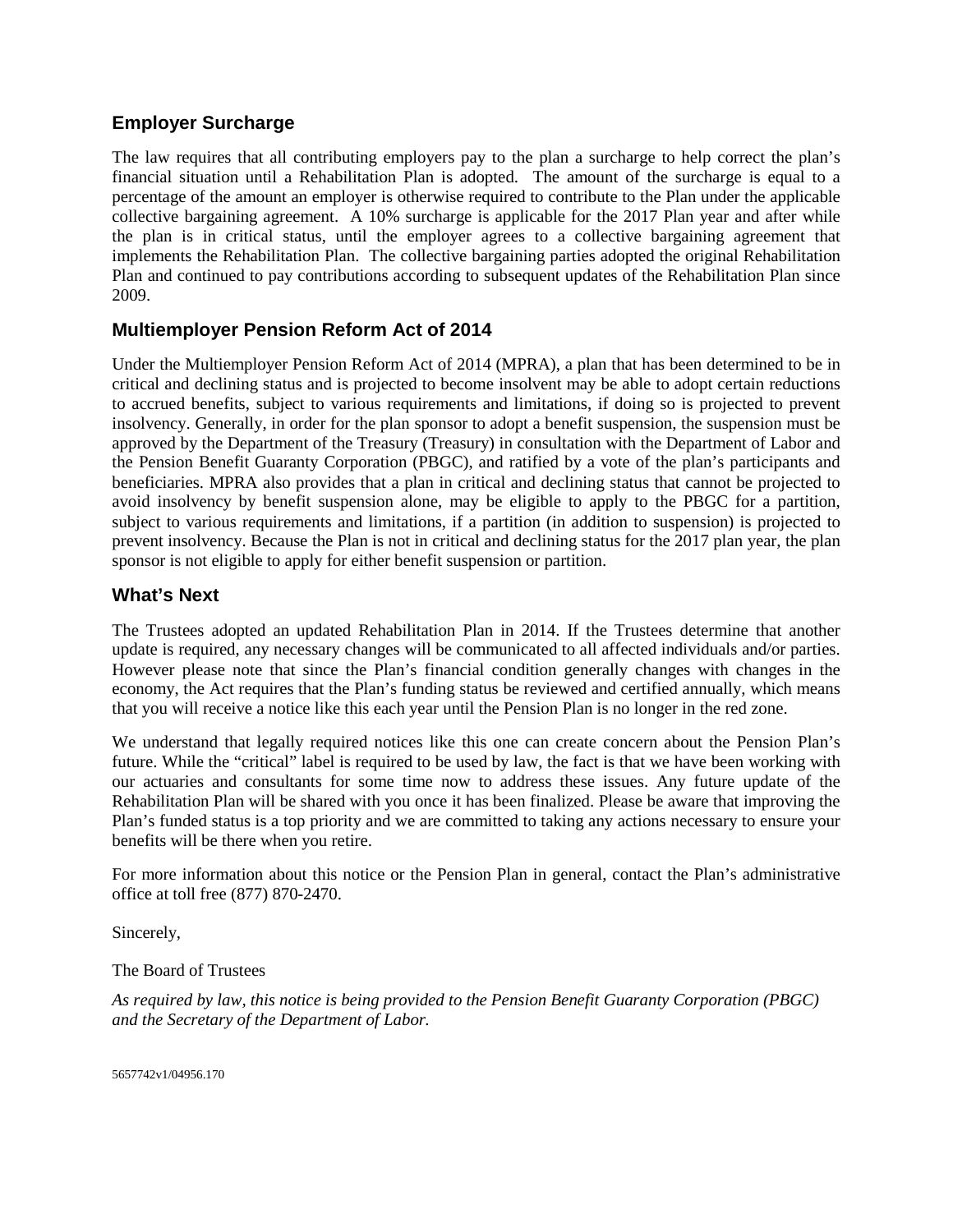## Employer Surcharge

The law requires that all contributing employers pay to the plan a surcharge to help correct the plan's financial situation until a Rehabilitation Plan is adopted. The amount of the surcharge is equal to a percentage of the amount an employer is otherwise required to contribute to the Plan under the applicable collective bargaining agreement. A 10% surcharge is applicable for the 2017 Plan year and after while the plan is in critical status, until the employer agrees to a collective bargaining agreement that implements the Rehabilitation Plan. The collective bargaining parties adopted the original Rehabilitation Plan and continued to pay contributions according to subsequent updates of the Rehabilitation Plan since 2009.

## Multiemployer Pension Reform Act of 2014

Under the Multiemployer Pension Reform Act of 2014 (MPRA), a plan that has been determined to be in critical and declining status and is projected to become insolvent may be able to adopt certain reductions to accrued benefits, subject to various requirements and limitations, if doing so is projected to prevent insolvency. Generally, in order for the plan sponsor to adopt a benefit suspension, the suspension must be approved by the Department of the Treasury (Treasury) in consultation with the Department of Labor and the Pension Benefit Guaranty Corporation (PBGC), and ratified by a vote of the plan's participants and beneficiaries. MPRA also provides that a plan in critical and declining status that cannot be projected to avoid insolvency by benefit suspension alone, may be eligible to apply to the PBGC for a partition, subject to various requirements and limitations, if a partition (in addition to suspension) is projected to prevent insolvency. Because the Plan is not in critical and declining status for the 2017 plan year, the plan sponsor is not eligible to apply for either benefit suspension or partition.

## What's Next

The Trustees adopted an updated Rehabilitation Plan in 2014. If the Trustees determine that another update is required, any necessary changes will be communicated to all affected individuals and/or parties. However please note that since the Plan's financial condition generally changes with changes in the economy, the Act requires that the Plan's funding status be reviewed and certified annually, which means that you will receive a notice like this each year until the Pension Plan is no longer in the red zone.

We understand that legally required notices like this one can create concern about the Pension Plan's future. While the "critical" label is required to be used by law, the fact is that we have been working with our actuaries and consultants for some time now to address these issues. Any future update of the Rehabilitation Plan will be shared with you once it has been finalized. Please be aware that improving the Plan's funded status is a top priority and we are committed to taking any actions necessary to ensure your benefits will be there when you retire.

For more information about this notice or the Pension Plan in general, contact the Plan's administrative office at toll free (877) 870-2470.

Sincerely,

The Board of Trustees

*As required by law, this notice is being provided to the Pension Benefit Guaranty Corporation (PBGC) and the Secretary of the Department of Labor.*

5657742v1/04956.170